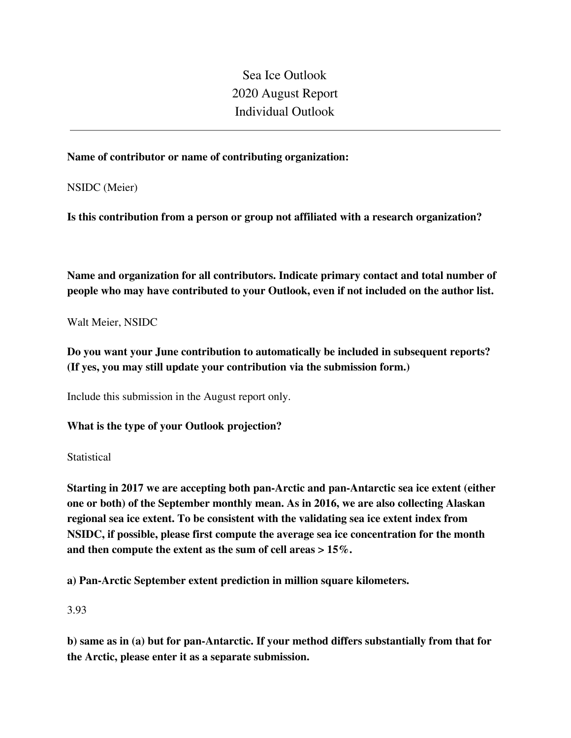# Sea Ice Outlook
# 2020 August Report
# Individual Outlook

---

**Name of contributor or name of contributing organization:**

NSIDC (Meier)

**Is this contribution from a person or group not affiliated with a research organization?**

**Name and organization for all contributors. Indicate primary contact and total number of people who may have contributed to your Outlook, even if not included on the author list.**

Walt Meier, NSIDC

**Do you want your June contribution to automatically be included in subsequent reports? (If yes, you may still update your contribution via the submission form.)**

Include this submission in the August report only.

**What is the type of your Outlook projection?**

Statistical

**Starting in 2017 we are accepting both pan-Arctic and pan-Antarctic sea ice extent (either one or both) of the September monthly mean. As in 2016, we are also collecting Alaskan regional sea ice extent. To be consistent with the validating sea ice extent index from NSIDC, if possible, please first compute the average sea ice concentration for the month and then compute the extent as the sum of cell areas > 15%.**

**a) Pan-Arctic September extent prediction in million square kilometers.**

3.93

**b) same as in (a) but for pan-Antarctic. If your method differs substantially from that for the Arctic, please enter it as a separate submission.**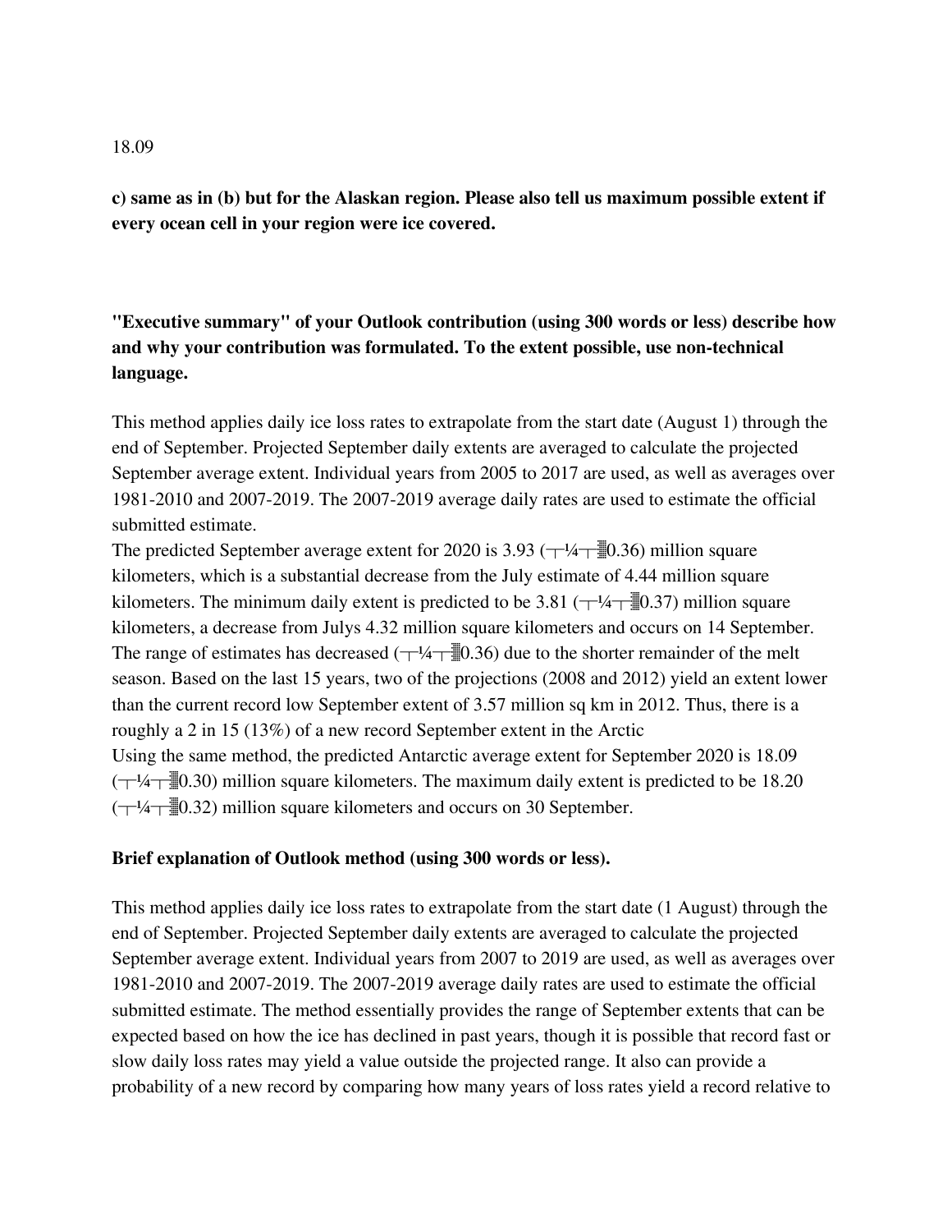18.09

**c) same as in (b) but for the Alaskan region. Please also tell us maximum possible extent if every ocean cell in your region were ice covered.**

**"Executive summary" of your Outlook contribution (using 300 words or less) describe how and why your contribution was formulated. To the extent possible, use non-technical language.**

This method applies daily ice loss rates to extrapolate from the start date (August 1) through the end of September. Projected September daily extents are averaged to calculate the projected September average extent. Individual years from 2005 to 2017 are used, as well as averages over 1981-2010 and 2007-2019. The 2007-2019 average daily rates are used to estimate the official submitted estimate.

The predicted September average extent for 2020 is 3.93 (┬¼┬▒0.36) million square kilometers, which is a substantial decrease from the July estimate of 4.44 million square kilometers. The minimum daily extent is predicted to be 3.81 (┬¼┬▒0.37) million square kilometers, a decrease from Julys 4.32 million square kilometers and occurs on 14 September. The range of estimates has decreased (┬¼┬▒0.36) due to the shorter remainder of the melt season. Based on the last 15 years, two of the projections (2008 and 2012) yield an extent lower than the current record low September extent of 3.57 million sq km in 2012. Thus, there is a roughly a 2 in 15 (13%) of a new record September extent in the Arctic

Using the same method, the predicted Antarctic average extent for September 2020 is 18.09 (┬¼┬▒0.30) million square kilometers. The maximum daily extent is predicted to be 18.20 (┬¼┬▒0.32) million square kilometers and occurs on 30 September.

**Brief explanation of Outlook method (using 300 words or less).**

This method applies daily ice loss rates to extrapolate from the start date (1 August) through the end of September. Projected September daily extents are averaged to calculate the projected September average extent. Individual years from 2007 to 2019 are used, as well as averages over 1981-2010 and 2007-2019. The 2007-2019 average daily rates are used to estimate the official submitted estimate. The method essentially provides the range of September extents that can be expected based on how the ice has declined in past years, though it is possible that record fast or slow daily loss rates may yield a value outside the projected range. It also can provide a probability of a new record by comparing how many years of loss rates yield a record relative to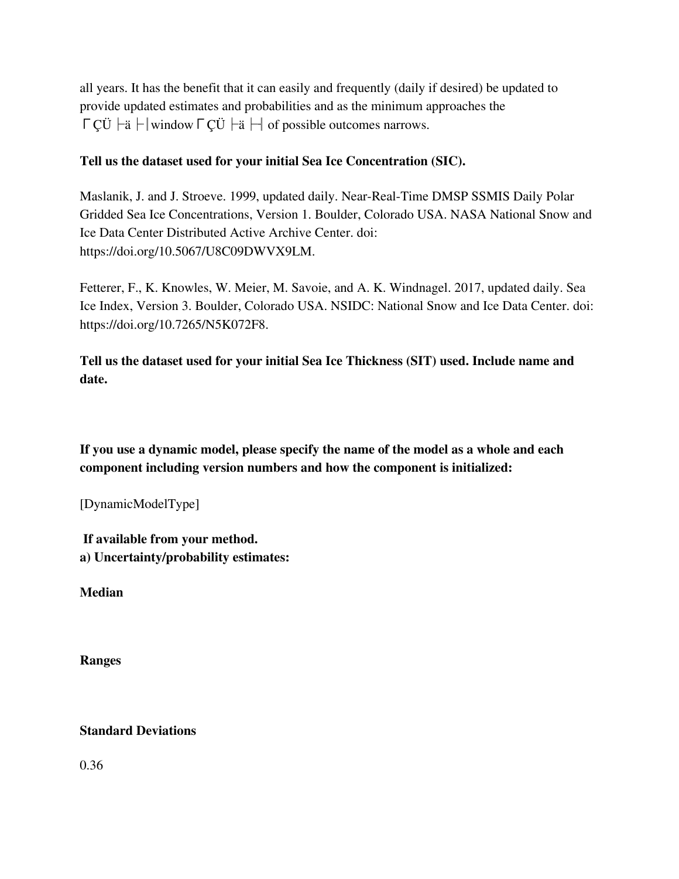all years. It has the benefit that it can easily and frequently (daily if desired) be updated to provide updated estimates and probabilities and as the minimum approaches the Γ ÇÜ ├ä ├│window Γ ÇÜ ├ä ├┤ of possible outcomes narrows.

**Tell us the dataset used for your initial Sea Ice Concentration (SIC).**

Maslanik, J. and J. Stroeve. 1999, updated daily. Near-Real-Time DMSP SSMIS Daily Polar Gridded Sea Ice Concentrations, Version 1. Boulder, Colorado USA. NASA National Snow and Ice Data Center Distributed Active Archive Center. doi: https://doi.org/10.5067/U8C09DWVX9LM.

Fetterer, F., K. Knowles, W. Meier, M. Savoie, and A. K. Windnagel. 2017, updated daily. Sea Ice Index, Version 3. Boulder, Colorado USA. NSIDC: National Snow and Ice Data Center. doi: https://doi.org/10.7265/N5K072F8.

**Tell us the dataset used for your initial Sea Ice Thickness (SIT) used. Include name and date.**

**If you use a dynamic model, please specify the name of the model as a whole and each component including version numbers and how the component is initialized:**

[DynamicModelType]

**If available from your method.**
**a) Uncertainty/probability estimates:**

**Median**

**Ranges**

**Standard Deviations**

0.36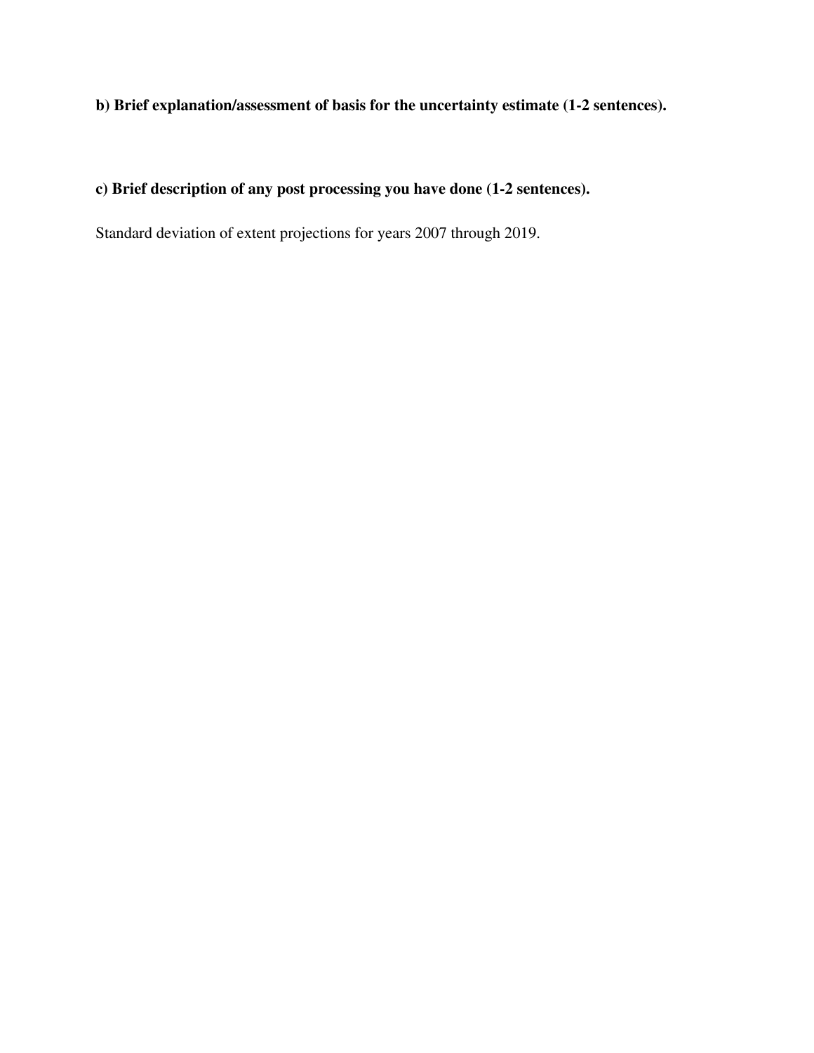**b) Brief explanation/assessment of basis for the uncertainty estimate (1-2 sentences).**

**c) Brief description of any post processing you have done (1-2 sentences).**

Standard deviation of extent projections for years 2007 through 2019.